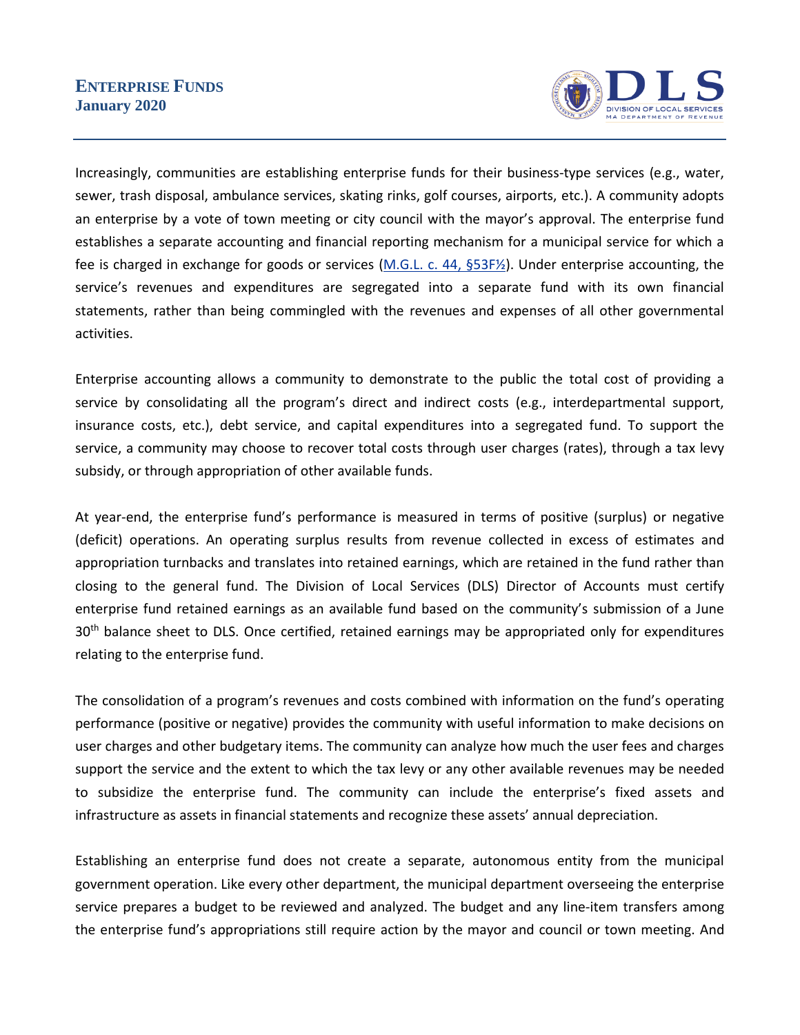# ENTERPRISE FUNDS
**January 2020**

Increasingly, communities are establishing enterprise funds for their business-type services (e.g., water, sewer, trash disposal, ambulance services, skating rinks, golf courses, airports, etc.). A community adopts an enterprise by a vote of town meeting or city council with the mayor's approval. The enterprise fund establishes a separate accounting and financial reporting mechanism for a municipal service for which a fee is charged in exchange for goods or services (M.G.L. c. 44, §53F½). Under enterprise accounting, the service's revenues and expenditures are segregated into a separate fund with its own financial statements, rather than being commingled with the revenues and expenses of all other governmental activities.

Enterprise accounting allows a community to demonstrate to the public the total cost of providing a service by consolidating all the program's direct and indirect costs (e.g., interdepartmental support, insurance costs, etc.), debt service, and capital expenditures into a segregated fund. To support the service, a community may choose to recover total costs through user charges (rates), through a tax levy subsidy, or through appropriation of other available funds.

At year-end, the enterprise fund's performance is measured in terms of positive (surplus) or negative (deficit) operations. An operating surplus results from revenue collected in excess of estimates and appropriation turnbacks and translates into retained earnings, which are retained in the fund rather than closing to the general fund. The Division of Local Services (DLS) Director of Accounts must certify enterprise fund retained earnings as an available fund based on the community's submission of a June 30th balance sheet to DLS. Once certified, retained earnings may be appropriated only for expenditures relating to the enterprise fund.

The consolidation of a program's revenues and costs combined with information on the fund's operating performance (positive or negative) provides the community with useful information to make decisions on user charges and other budgetary items. The community can analyze how much the user fees and charges support the service and the extent to which the tax levy or any other available revenues may be needed to subsidize the enterprise fund. The community can include the enterprise's fixed assets and infrastructure as assets in financial statements and recognize these assets' annual depreciation.

Establishing an enterprise fund does not create a separate, autonomous entity from the municipal government operation. Like every other department, the municipal department overseeing the enterprise service prepares a budget to be reviewed and analyzed. The budget and any line-item transfers among the enterprise fund's appropriations still require action by the mayor and council or town meeting. And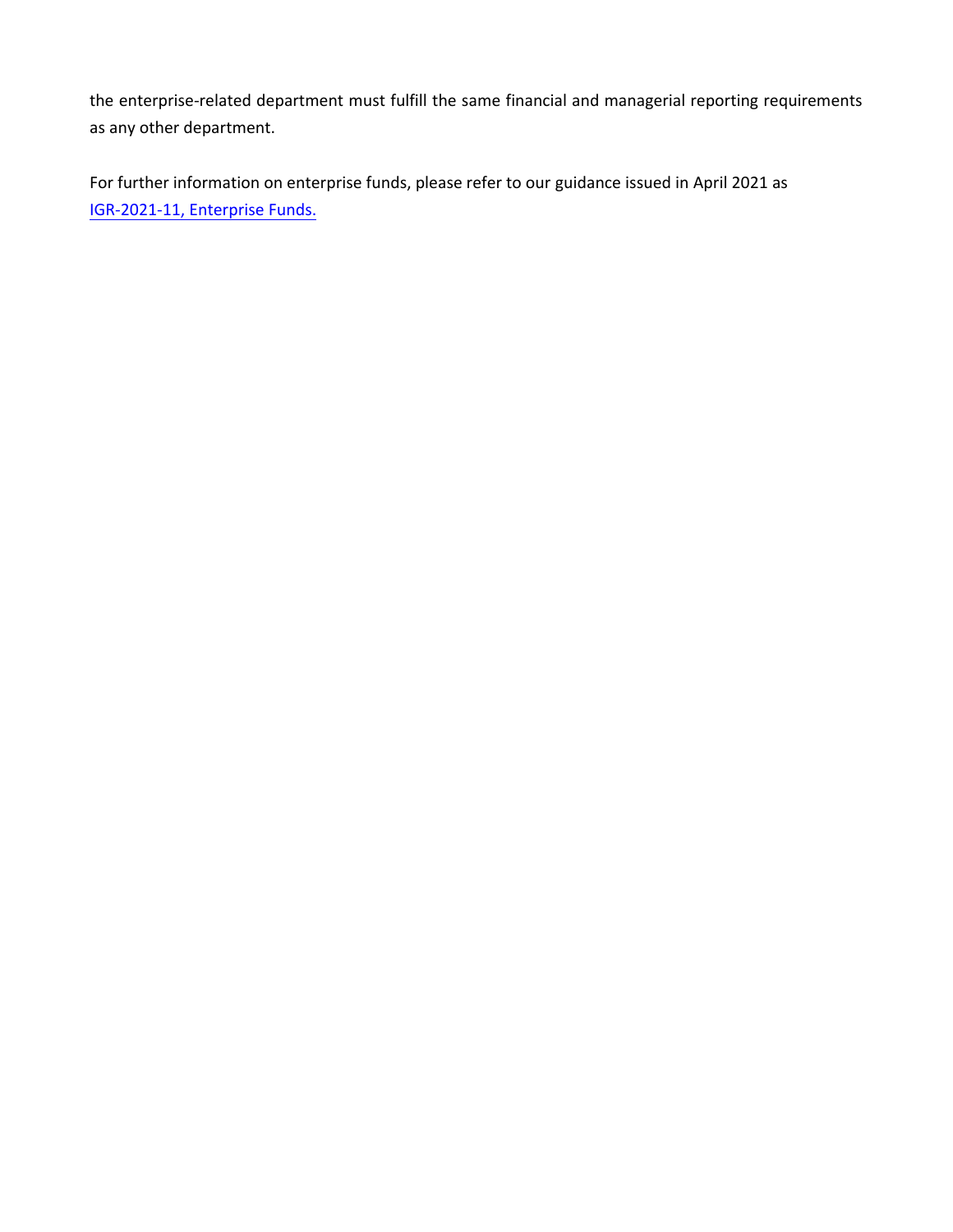the enterprise-related department must fulfill the same financial and managerial reporting requirements as any other department.

For further information on enterprise funds, please refer to our guidance issued in April 2021 as IGR-2021-11, Enterprise Funds.